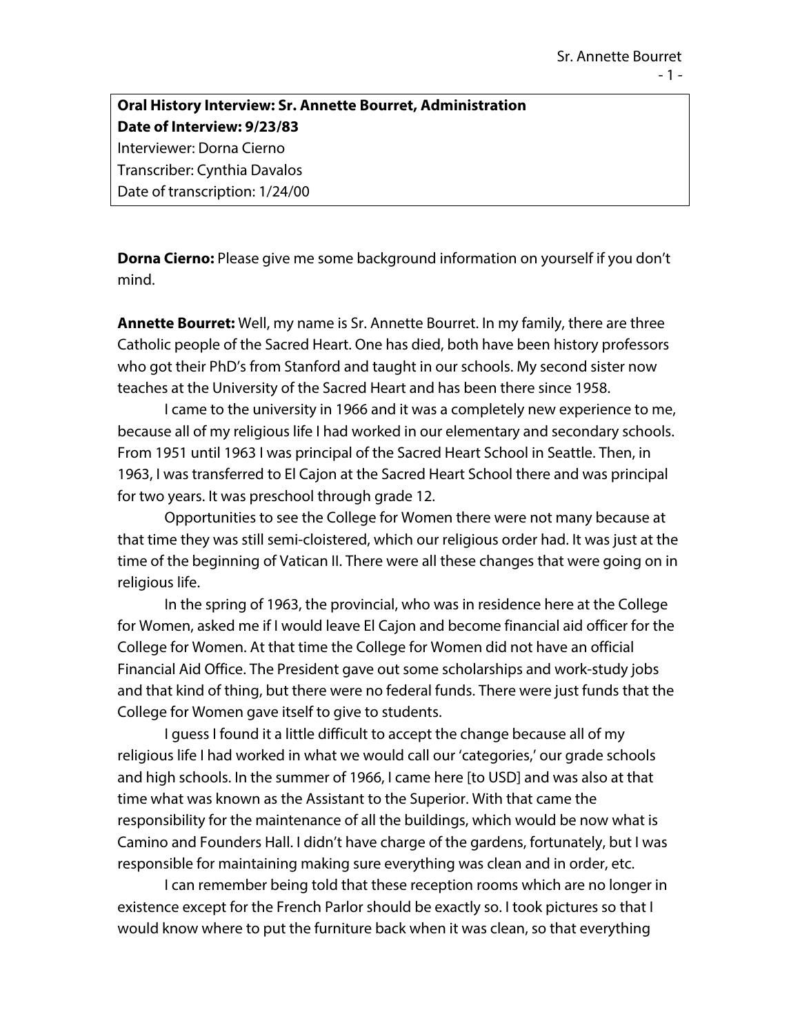**Oral History Interview: Sr. Annette Bourret, Administration**
**Date of Interview: 9/23/83**
Interviewer: Dorna Cierno
Transcriber: Cynthia Davalos
Date of transcription: 1/24/00

**Dorna Cierno:** Please give me some background information on yourself if you don't mind.

**Annette Bourret:** Well, my name is Sr. Annette Bourret. In my family, there are three Catholic people of the Sacred Heart. One has died, both have been history professors who got their PhD's from Stanford and taught in our schools. My second sister now teaches at the University of the Sacred Heart and has been there since 1958.

I came to the university in 1966 and it was a completely new experience to me, because all of my religious life I had worked in our elementary and secondary schools. From 1951 until 1963 I was principal of the Sacred Heart School in Seattle. Then, in 1963, I was transferred to El Cajon at the Sacred Heart School there and was principal for two years. It was preschool through grade 12.

Opportunities to see the College for Women there were not many because at that time they was still semi-cloistered, which our religious order had. It was just at the time of the beginning of Vatican II. There were all these changes that were going on in religious life.

In the spring of 1963, the provincial, who was in residence here at the College for Women, asked me if I would leave El Cajon and become financial aid officer for the College for Women. At that time the College for Women did not have an official Financial Aid Office. The President gave out some scholarships and work-study jobs and that kind of thing, but there were no federal funds. There were just funds that the College for Women gave itself to give to students.

I guess I found it a little difficult to accept the change because all of my religious life I had worked in what we would call our 'categories,' our grade schools and high schools. In the summer of 1966, I came here [to USD] and was also at that time what was known as the Assistant to the Superior. With that came the responsibility for the maintenance of all the buildings, which would be now what is Camino and Founders Hall. I didn't have charge of the gardens, fortunately, but I was responsible for maintaining making sure everything was clean and in order, etc.

I can remember being told that these reception rooms which are no longer in existence except for the French Parlor should be exactly so. I took pictures so that I would know where to put the furniture back when it was clean, so that everything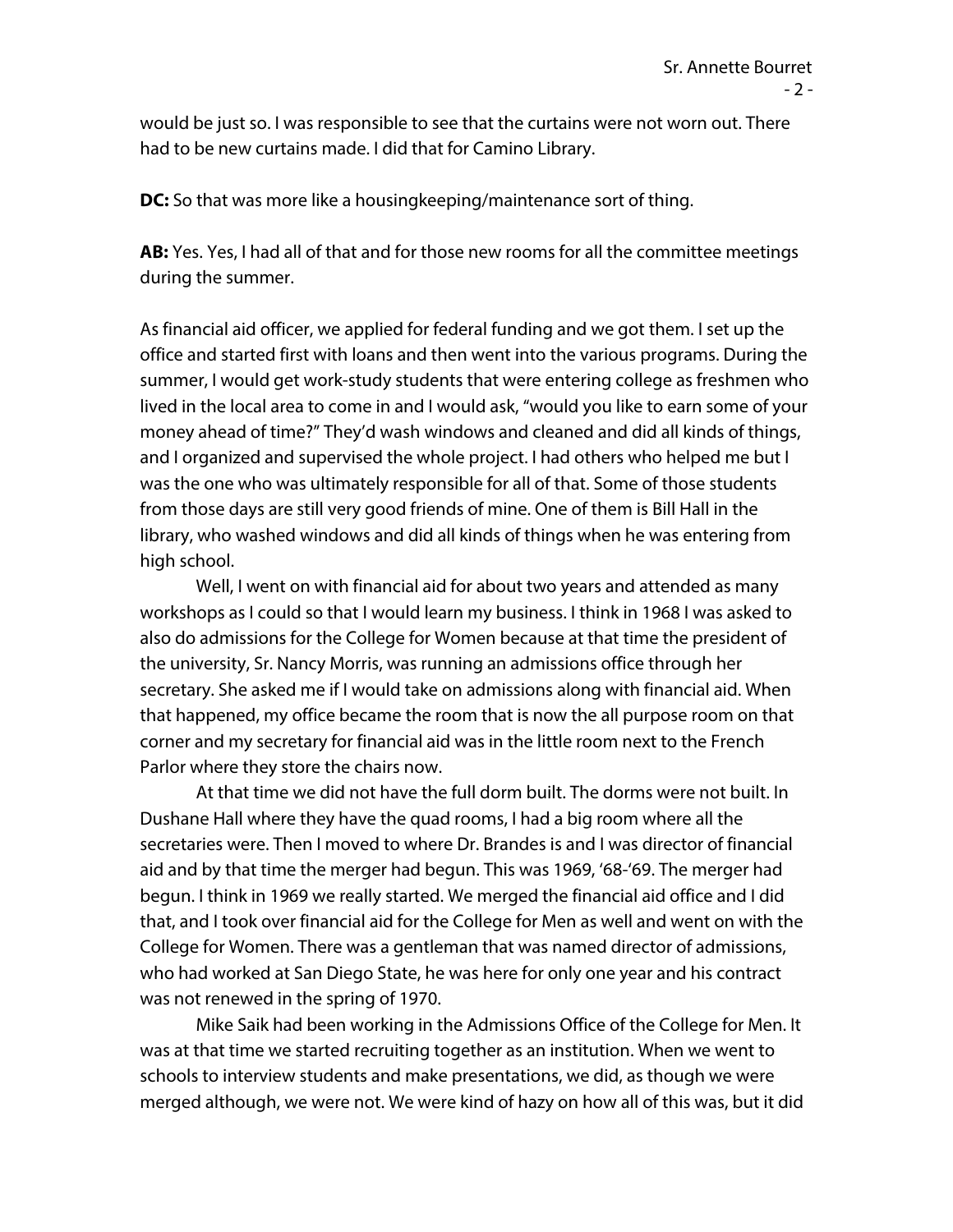would be just so. I was responsible to see that the curtains were not worn out. There had to be new curtains made. I did that for Camino Library.

**DC:** So that was more like a housingkeeping/maintenance sort of thing.

**AB:** Yes. Yes, I had all of that and for those new rooms for all the committee meetings during the summer.

As financial aid officer, we applied for federal funding and we got them. I set up the office and started first with loans and then went into the various programs. During the summer, I would get work-study students that were entering college as freshmen who lived in the local area to come in and I would ask, "would you like to earn some of your money ahead of time?" They'd wash windows and cleaned and did all kinds of things, and I organized and supervised the whole project. I had others who helped me but I was the one who was ultimately responsible for all of that. Some of those students from those days are still very good friends of mine. One of them is Bill Hall in the library, who washed windows and did all kinds of things when he was entering from high school.

Well, I went on with financial aid for about two years and attended as many workshops as I could so that I would learn my business. I think in 1968 I was asked to also do admissions for the College for Women because at that time the president of the university, Sr. Nancy Morris, was running an admissions office through her secretary. She asked me if I would take on admissions along with financial aid. When that happened, my office became the room that is now the all purpose room on that corner and my secretary for financial aid was in the little room next to the French Parlor where they store the chairs now.

At that time we did not have the full dorm built. The dorms were not built. In Dushane Hall where they have the quad rooms, I had a big room where all the secretaries were. Then I moved to where Dr. Brandes is and I was director of financial aid and by that time the merger had begun. This was 1969, '68-'69. The merger had begun. I think in 1969 we really started. We merged the financial aid office and I did that, and I took over financial aid for the College for Men as well and went on with the College for Women. There was a gentleman that was named director of admissions, who had worked at San Diego State, he was here for only one year and his contract was not renewed in the spring of 1970.

Mike Saik had been working in the Admissions Office of the College for Men. It was at that time we started recruiting together as an institution. When we went to schools to interview students and make presentations, we did, as though we were merged although, we were not. We were kind of hazy on how all of this was, but it did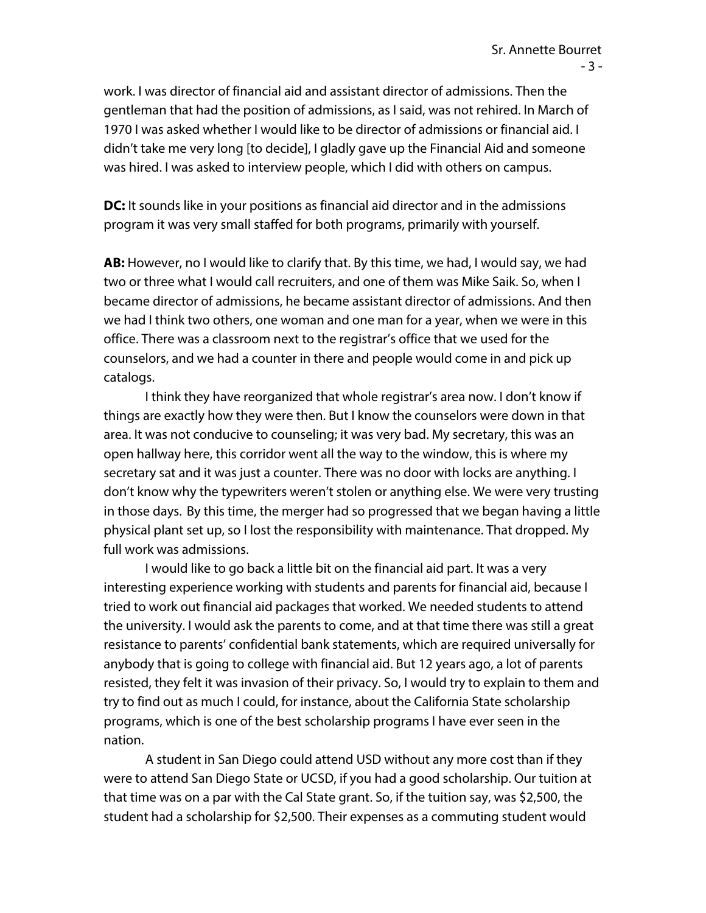work. I was director of financial aid and assistant director of admissions. Then the gentleman that had the position of admissions, as I said, was not rehired. In March of 1970 I was asked whether I would like to be director of admissions or financial aid. I didn't take me very long [to decide], I gladly gave up the Financial Aid and someone was hired. I was asked to interview people, which I did with others on campus.

**DC:** It sounds like in your positions as financial aid director and in the admissions program it was very small staffed for both programs, primarily with yourself.

**AB:** However, no I would like to clarify that. By this time, we had, I would say, we had two or three what I would call recruiters, and one of them was Mike Saik. So, when I became director of admissions, he became assistant director of admissions. And then we had I think two others, one woman and one man for a year, when we were in this office. There was a classroom next to the registrar's office that we used for the counselors, and we had a counter in there and people would come in and pick up catalogs.

I think they have reorganized that whole registrar's area now. I don't know if things are exactly how they were then. But I know the counselors were down in that area. It was not conducive to counseling; it was very bad. My secretary, this was an open hallway here, this corridor went all the way to the window, this is where my secretary sat and it was just a counter. There was no door with locks are anything. I don't know why the typewriters weren't stolen or anything else. We were very trusting in those days. By this time, the merger had so progressed that we began having a little physical plant set up, so I lost the responsibility with maintenance. That dropped. My full work was admissions.

I would like to go back a little bit on the financial aid part. It was a very interesting experience working with students and parents for financial aid, because I tried to work out financial aid packages that worked. We needed students to attend the university. I would ask the parents to come, and at that time there was still a great resistance to parents' confidential bank statements, which are required universally for anybody that is going to college with financial aid. But 12 years ago, a lot of parents resisted, they felt it was invasion of their privacy. So, I would try to explain to them and try to find out as much I could, for instance, about the California State scholarship programs, which is one of the best scholarship programs I have ever seen in the nation.

A student in San Diego could attend USD without any more cost than if they were to attend San Diego State or UCSD, if you had a good scholarship. Our tuition at that time was on a par with the Cal State grant. So, if the tuition say, was $2,500, the student had a scholarship for $2,500. Their expenses as a commuting student would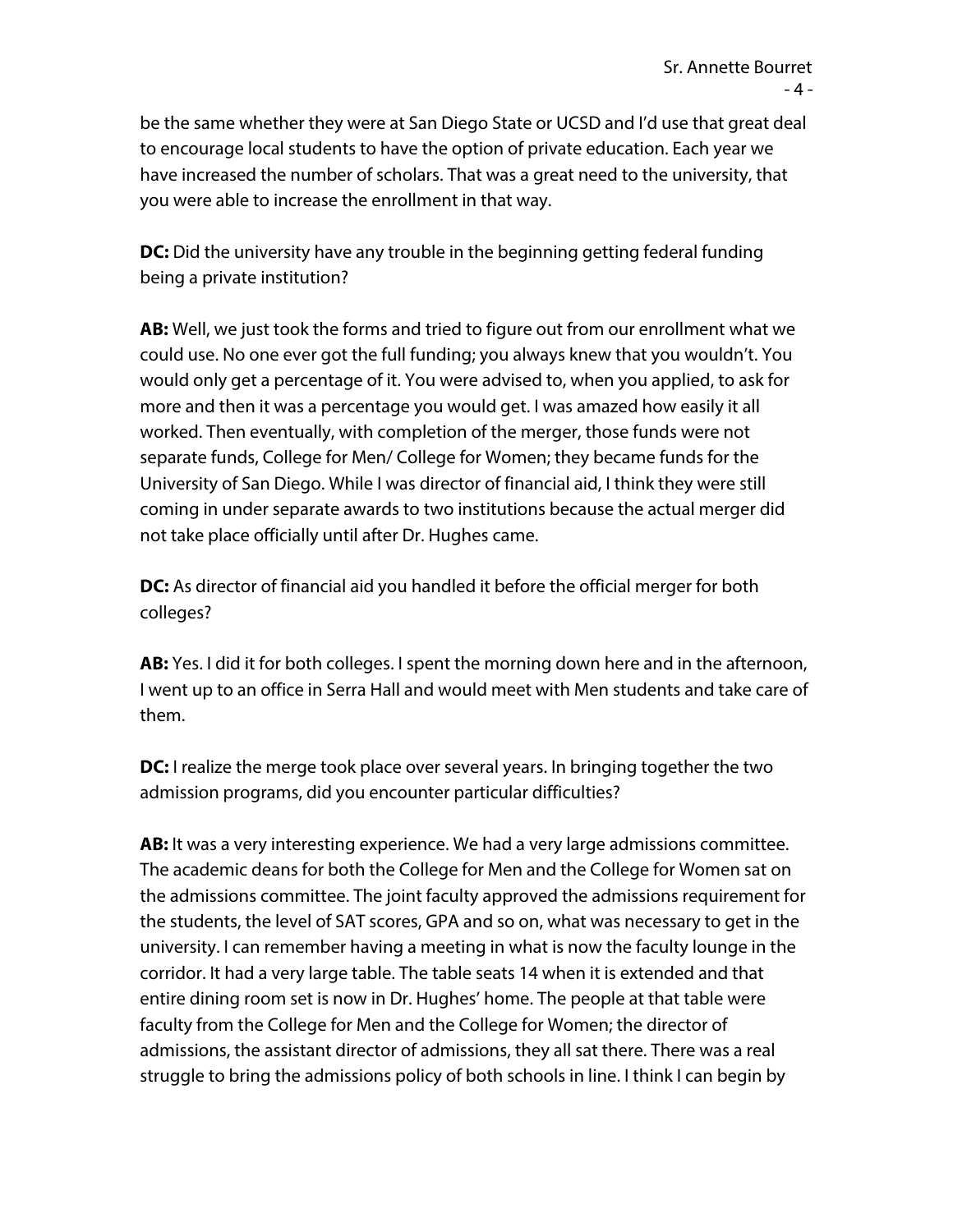be the same whether they were at San Diego State or UCSD and I'd use that great deal to encourage local students to have the option of private education. Each year we have increased the number of scholars. That was a great need to the university, that you were able to increase the enrollment in that way.

**DC:** Did the university have any trouble in the beginning getting federal funding being a private institution?

**AB:** Well, we just took the forms and tried to figure out from our enrollment what we could use. No one ever got the full funding; you always knew that you wouldn't. You would only get a percentage of it. You were advised to, when you applied, to ask for more and then it was a percentage you would get. I was amazed how easily it all worked. Then eventually, with completion of the merger, those funds were not separate funds, College for Men/ College for Women; they became funds for the University of San Diego. While I was director of financial aid, I think they were still coming in under separate awards to two institutions because the actual merger did not take place officially until after Dr. Hughes came.

**DC:** As director of financial aid you handled it before the official merger for both colleges?

**AB:** Yes. I did it for both colleges. I spent the morning down here and in the afternoon, I went up to an office in Serra Hall and would meet with Men students and take care of them.

**DC:** I realize the merge took place over several years. In bringing together the two admission programs, did you encounter particular difficulties?

**AB:** It was a very interesting experience. We had a very large admissions committee. The academic deans for both the College for Men and the College for Women sat on the admissions committee. The joint faculty approved the admissions requirement for the students, the level of SAT scores, GPA and so on, what was necessary to get in the university. I can remember having a meeting in what is now the faculty lounge in the corridor. It had a very large table. The table seats 14 when it is extended and that entire dining room set is now in Dr. Hughes' home. The people at that table were faculty from the College for Men and the College for Women; the director of admissions, the assistant director of admissions, they all sat there. There was a real struggle to bring the admissions policy of both schools in line. I think I can begin by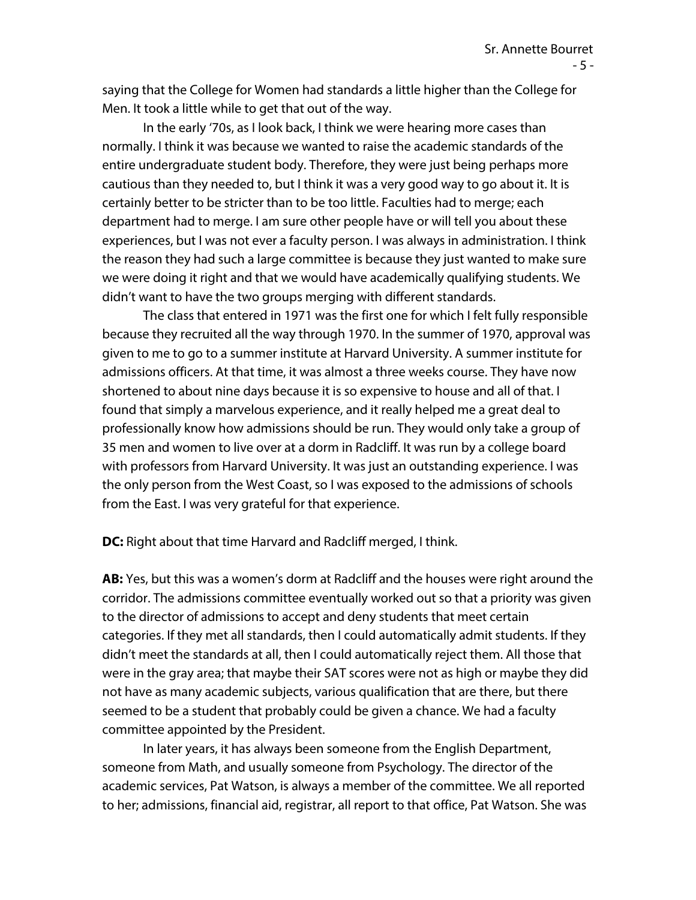saying that the College for Women had standards a little higher than the College for Men. It took a little while to get that out of the way.

In the early '70s, as I look back, I think we were hearing more cases than normally. I think it was because we wanted to raise the academic standards of the entire undergraduate student body. Therefore, they were just being perhaps more cautious than they needed to, but I think it was a very good way to go about it. It is certainly better to be stricter than to be too little. Faculties had to merge; each department had to merge. I am sure other people have or will tell you about these experiences, but I was not ever a faculty person. I was always in administration. I think the reason they had such a large committee is because they just wanted to make sure we were doing it right and that we would have academically qualifying students. We didn't want to have the two groups merging with different standards.

The class that entered in 1971 was the first one for which I felt fully responsible because they recruited all the way through 1970. In the summer of 1970, approval was given to me to go to a summer institute at Harvard University. A summer institute for admissions officers. At that time, it was almost a three weeks course. They have now shortened to about nine days because it is so expensive to house and all of that. I found that simply a marvelous experience, and it really helped me a great deal to professionally know how admissions should be run. They would only take a group of 35 men and women to live over at a dorm in Radcliff. It was run by a college board with professors from Harvard University. It was just an outstanding experience. I was the only person from the West Coast, so I was exposed to the admissions of schools from the East. I was very grateful for that experience.

**DC:** Right about that time Harvard and Radcliff merged, I think.

**AB:** Yes, but this was a women's dorm at Radcliff and the houses were right around the corridor. The admissions committee eventually worked out so that a priority was given to the director of admissions to accept and deny students that meet certain categories. If they met all standards, then I could automatically admit students. If they didn't meet the standards at all, then I could automatically reject them. All those that were in the gray area; that maybe their SAT scores were not as high or maybe they did not have as many academic subjects, various qualification that are there, but there seemed to be a student that probably could be given a chance. We had a faculty committee appointed by the President.

In later years, it has always been someone from the English Department, someone from Math, and usually someone from Psychology. The director of the academic services, Pat Watson, is always a member of the committee. We all reported to her; admissions, financial aid, registrar, all report to that office, Pat Watson. She was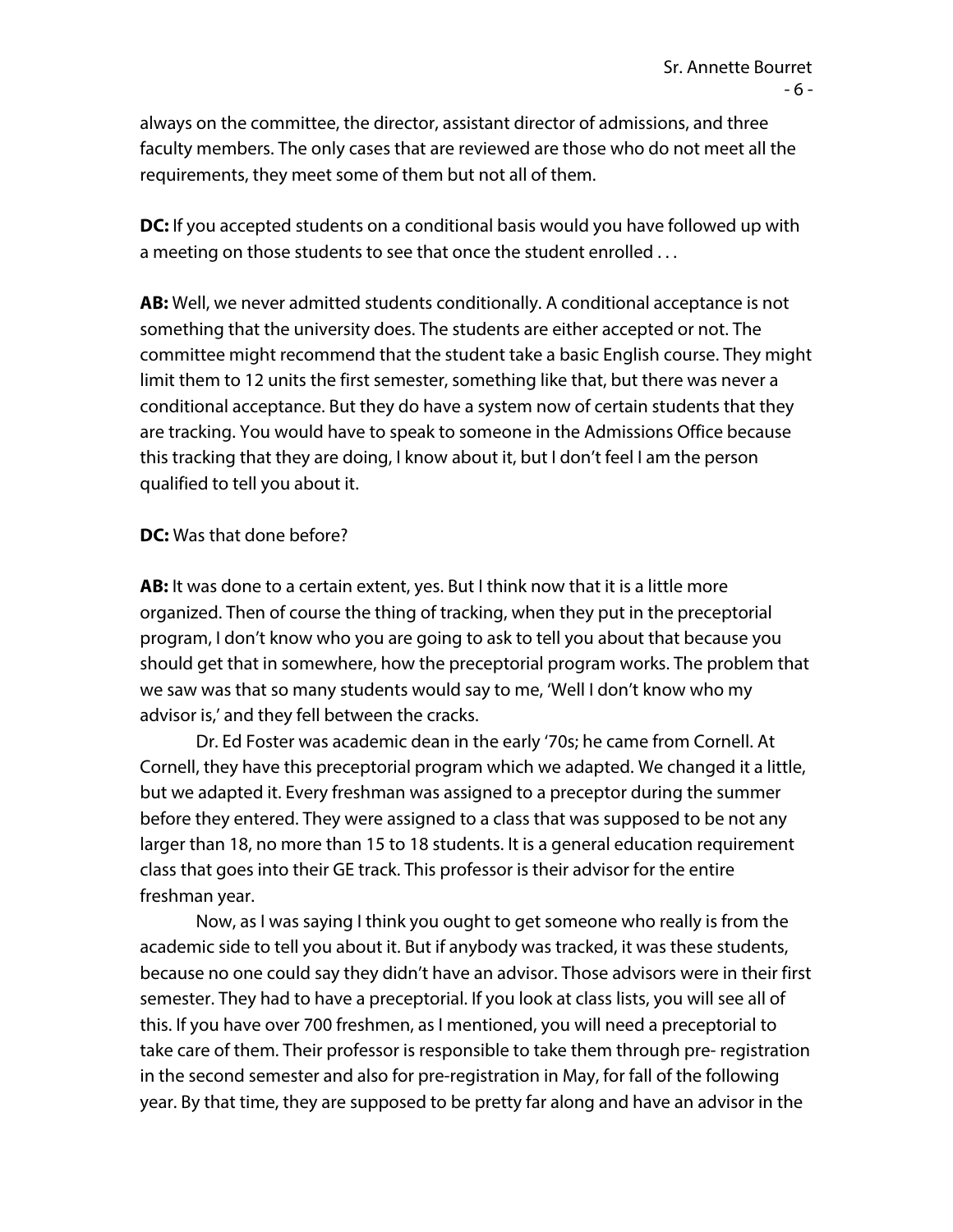always on the committee, the director, assistant director of admissions, and three faculty members. The only cases that are reviewed are those who do not meet all the requirements, they meet some of them but not all of them.

**DC:** If you accepted students on a conditional basis would you have followed up with a meeting on those students to see that once the student enrolled . . .

**AB:** Well, we never admitted students conditionally. A conditional acceptance is not something that the university does. The students are either accepted or not. The committee might recommend that the student take a basic English course. They might limit them to 12 units the first semester, something like that, but there was never a conditional acceptance. But they do have a system now of certain students that they are tracking. You would have to speak to someone in the Admissions Office because this tracking that they are doing, I know about it, but I don't feel I am the person qualified to tell you about it.

**DC:** Was that done before?

**AB:** It was done to a certain extent, yes. But I think now that it is a little more organized. Then of course the thing of tracking, when they put in the preceptorial program, I don't know who you are going to ask to tell you about that because you should get that in somewhere, how the preceptorial program works. The problem that we saw was that so many students would say to me, 'Well I don't know who my advisor is,' and they fell between the cracks.

Dr. Ed Foster was academic dean in the early '70s; he came from Cornell. At Cornell, they have this preceptorial program which we adapted. We changed it a little, but we adapted it. Every freshman was assigned to a preceptor during the summer before they entered. They were assigned to a class that was supposed to be not any larger than 18, no more than 15 to 18 students. It is a general education requirement class that goes into their GE track. This professor is their advisor for the entire freshman year.

Now, as I was saying I think you ought to get someone who really is from the academic side to tell you about it. But if anybody was tracked, it was these students, because no one could say they didn't have an advisor. Those advisors were in their first semester. They had to have a preceptorial. If you look at class lists, you will see all of this. If you have over 700 freshmen, as I mentioned, you will need a preceptorial to take care of them. Their professor is responsible to take them through pre- registration in the second semester and also for pre-registration in May, for fall of the following year. By that time, they are supposed to be pretty far along and have an advisor in the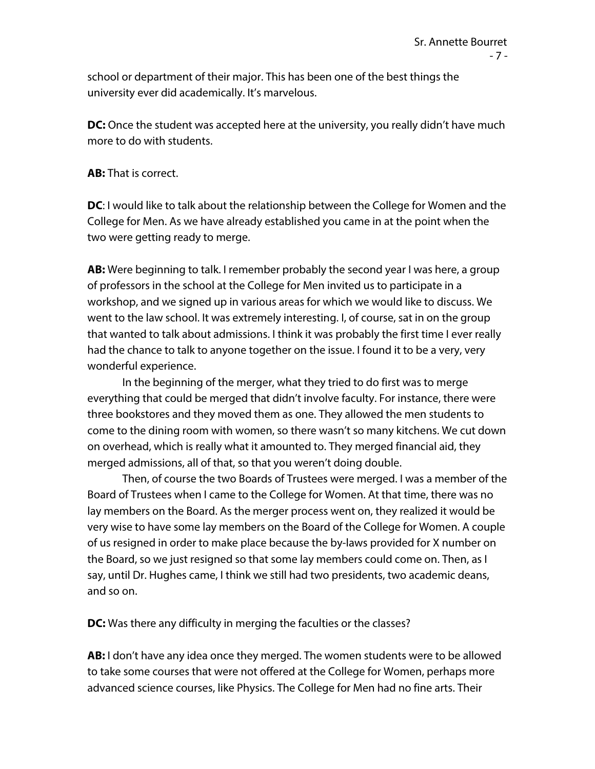school or department of their major. This has been one of the best things the university ever did academically. It's marvelous.

**DC:** Once the student was accepted here at the university, you really didn't have much more to do with students.

**AB:** That is correct.

**DC**: I would like to talk about the relationship between the College for Women and the College for Men. As we have already established you came in at the point when the two were getting ready to merge.

**AB:** Were beginning to talk. I remember probably the second year I was here, a group of professors in the school at the College for Men invited us to participate in a workshop, and we signed up in various areas for which we would like to discuss. We went to the law school. It was extremely interesting. I, of course, sat in on the group that wanted to talk about admissions. I think it was probably the first time I ever really had the chance to talk to anyone together on the issue. I found it to be a very, very wonderful experience.

In the beginning of the merger, what they tried to do first was to merge everything that could be merged that didn't involve faculty. For instance, there were three bookstores and they moved them as one. They allowed the men students to come to the dining room with women, so there wasn't so many kitchens. We cut down on overhead, which is really what it amounted to. They merged financial aid, they merged admissions, all of that, so that you weren't doing double.

Then, of course the two Boards of Trustees were merged. I was a member of the Board of Trustees when I came to the College for Women. At that time, there was no lay members on the Board. As the merger process went on, they realized it would be very wise to have some lay members on the Board of the College for Women. A couple of us resigned in order to make place because the by-laws provided for X number on the Board, so we just resigned so that some lay members could come on. Then, as I say, until Dr. Hughes came, I think we still had two presidents, two academic deans, and so on.

**DC:** Was there any difficulty in merging the faculties or the classes?

**AB:** I don't have any idea once they merged. The women students were to be allowed to take some courses that were not offered at the College for Women, perhaps more advanced science courses, like Physics. The College for Men had no fine arts. Their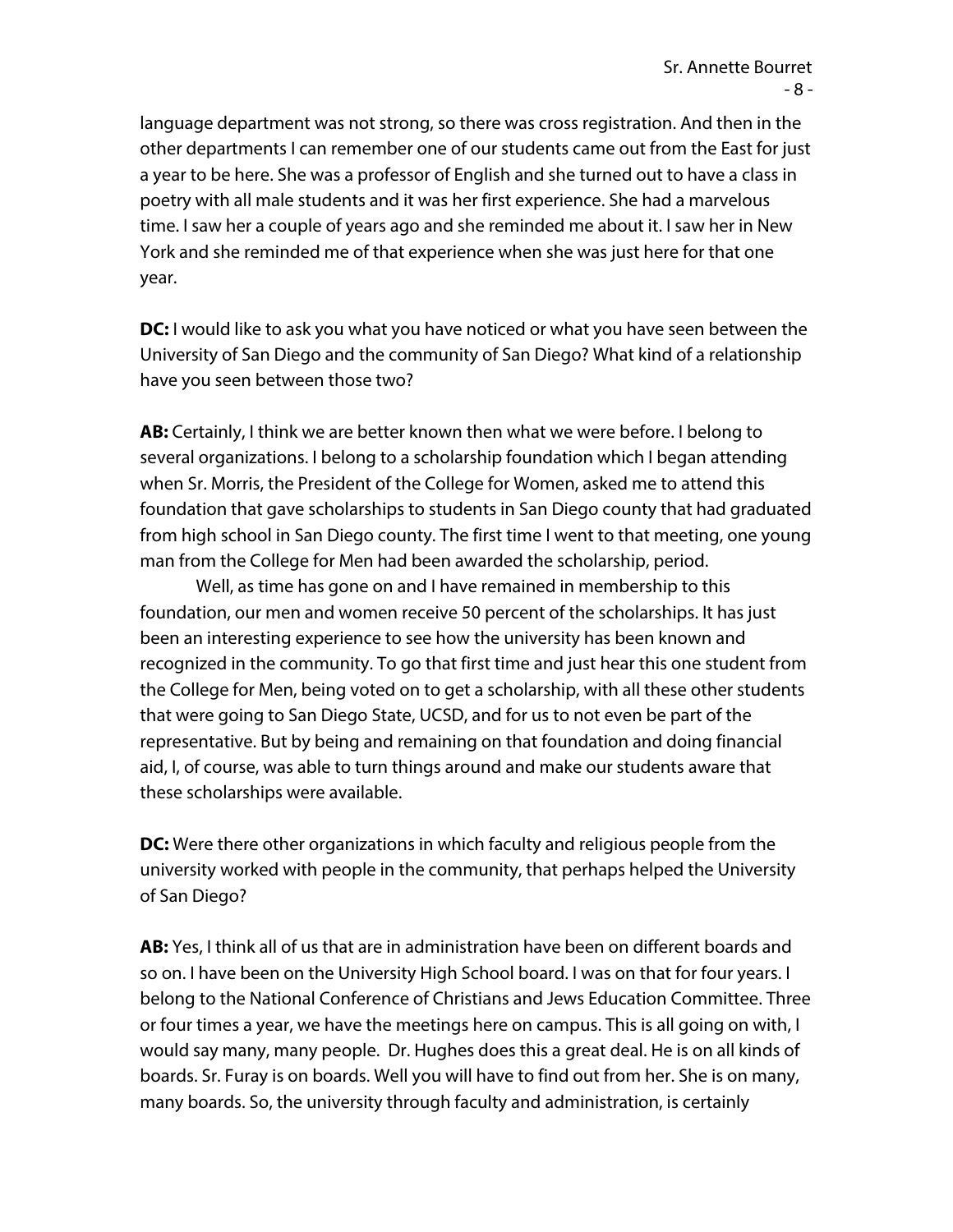language department was not strong, so there was cross registration. And then in the other departments I can remember one of our students came out from the East for just a year to be here. She was a professor of English and she turned out to have a class in poetry with all male students and it was her first experience. She had a marvelous time. I saw her a couple of years ago and she reminded me about it. I saw her in New York and she reminded me of that experience when she was just here for that one year.

**DC:** I would like to ask you what you have noticed or what you have seen between the University of San Diego and the community of San Diego? What kind of a relationship have you seen between those two?

**AB:** Certainly, I think we are better known then what we were before. I belong to several organizations. I belong to a scholarship foundation which I began attending when Sr. Morris, the President of the College for Women, asked me to attend this foundation that gave scholarships to students in San Diego county that had graduated from high school in San Diego county. The first time I went to that meeting, one young man from the College for Men had been awarded the scholarship, period.

Well, as time has gone on and I have remained in membership to this foundation, our men and women receive 50 percent of the scholarships. It has just been an interesting experience to see how the university has been known and recognized in the community. To go that first time and just hear this one student from the College for Men, being voted on to get a scholarship, with all these other students that were going to San Diego State, UCSD, and for us to not even be part of the representative. But by being and remaining on that foundation and doing financial aid, I, of course, was able to turn things around and make our students aware that these scholarships were available.

**DC:** Were there other organizations in which faculty and religious people from the university worked with people in the community, that perhaps helped the University of San Diego?

**AB:** Yes, I think all of us that are in administration have been on different boards and so on. I have been on the University High School board. I was on that for four years. I belong to the National Conference of Christians and Jews Education Committee. Three or four times a year, we have the meetings here on campus. This is all going on with, I would say many, many people. Dr. Hughes does this a great deal. He is on all kinds of boards. Sr. Furay is on boards. Well you will have to find out from her. She is on many, many boards. So, the university through faculty and administration, is certainly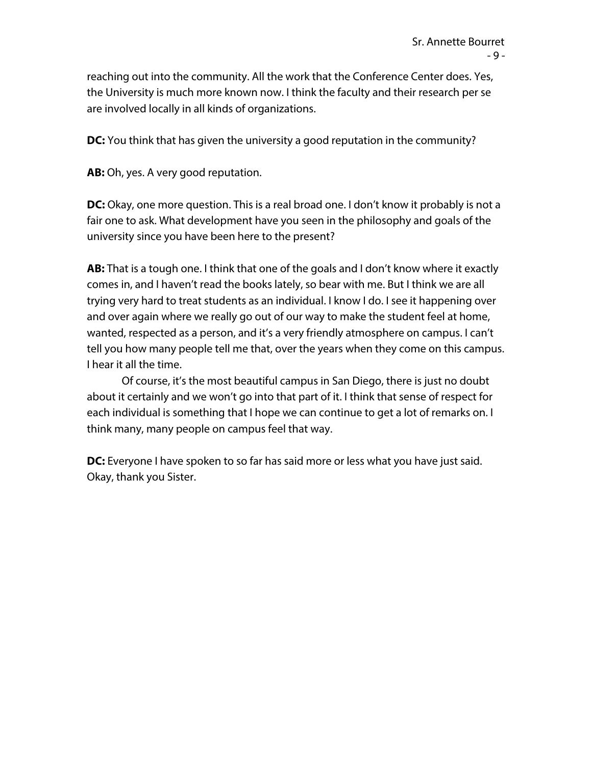reaching out into the community. All the work that the Conference Center does. Yes, the University is much more known now. I think the faculty and their research per se are involved locally in all kinds of organizations.

**DC:** You think that has given the university a good reputation in the community?

**AB:** Oh, yes. A very good reputation.

**DC:** Okay, one more question. This is a real broad one. I don't know it probably is not a fair one to ask. What development have you seen in the philosophy and goals of the university since you have been here to the present?

**AB:** That is a tough one. I think that one of the goals and I don't know where it exactly comes in, and I haven't read the books lately, so bear with me. But I think we are all trying very hard to treat students as an individual. I know I do. I see it happening over and over again where we really go out of our way to make the student feel at home, wanted, respected as a person, and it's a very friendly atmosphere on campus. I can't tell you how many people tell me that, over the years when they come on this campus. I hear it all the time.

Of course, it's the most beautiful campus in San Diego, there is just no doubt about it certainly and we won't go into that part of it. I think that sense of respect for each individual is something that I hope we can continue to get a lot of remarks on. I think many, many people on campus feel that way.

**DC:** Everyone I have spoken to so far has said more or less what you have just said. Okay, thank you Sister.